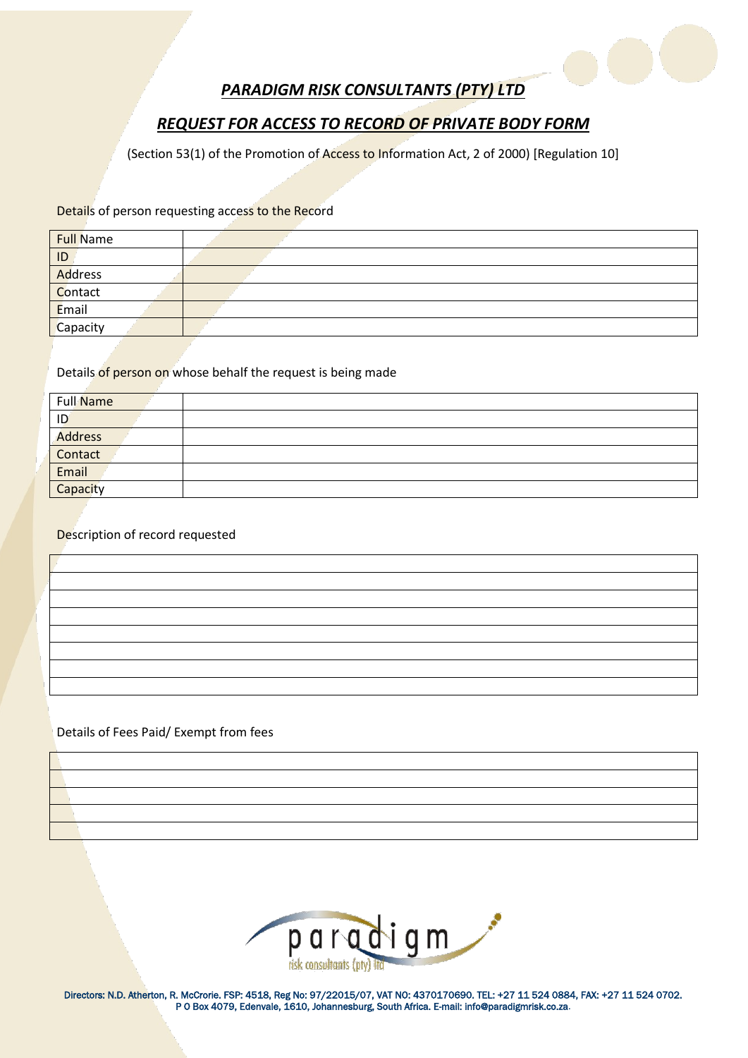# ***PARADIGM RISK CONSULTANTS (PTY) LTD***

## ***REQUEST FOR ACCESS TO RECORD OF PRIVATE BODY FORM***

(Section 53(1) of the Promotion of Access to Information Act, 2 of 2000) [Regulation 10]

Details of person requesting access to the Record

| Full Name | |
|---|---|
| ID | |
| Address | |
| Contact | |
| Email | |
| Capacity | |

Details of person on whose behalf the request is being made

| Full Name | |
|---|---|
| ID | |
| Address | |
| Contact | |
| Email | |
| Capacity | |

Description of record requested

| |
|---|
| |
| |
| |
| |
| |
| |
| |

Details of Fees Paid/ Exempt from fees

| |
|---|
| |
| |
| |
| |

paradigm risk consultants (pty) ltd

Directors: N.D. Atherton, R. McCrorie. FSP: 4518, Reg No: 97/22015/07, VAT NO: 4370170690. TEL: +27 11 524 0884, FAX: +27 11 524 0702. P O Box 4079, Edenvale, 1610, Johannesburg, South Africa. E-mail: info@paradigmrisk.co.za.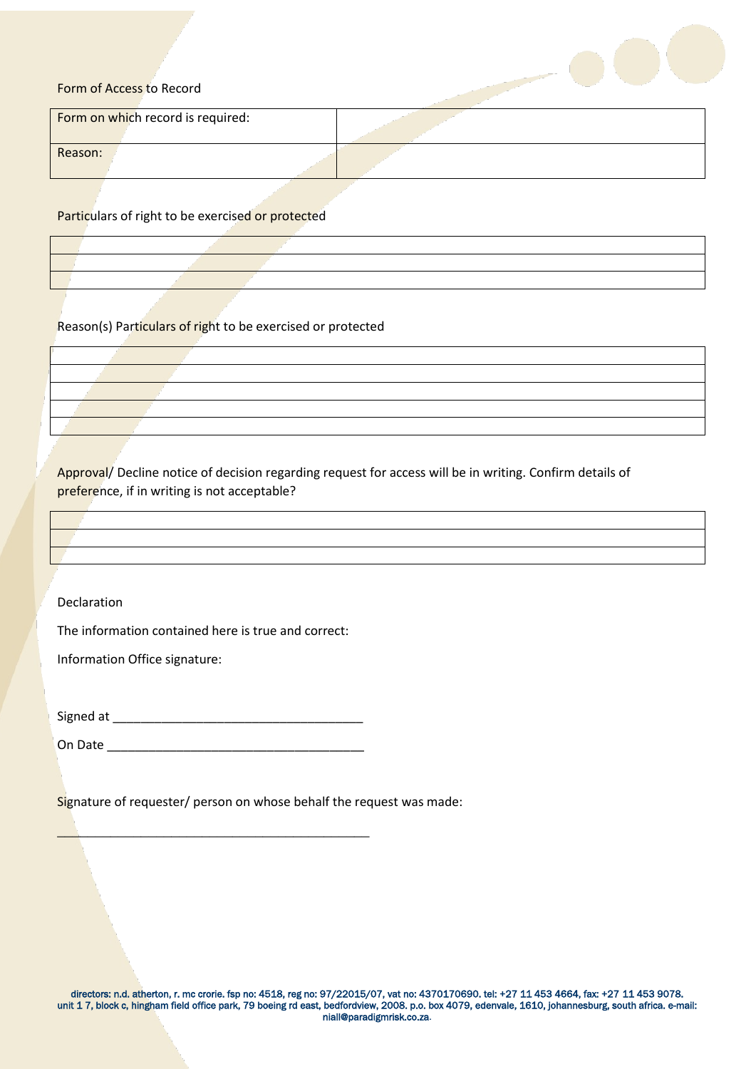Form of Access to Record

| | |
|---|---|
| Form on which record is required: | |
| Reason: | |

Particulars of right to be exercised or protected

| |
|---|
| |
| |
| |

Reason(s) Particulars of right to be exercised or protected

| |
|---|
| |
| |
| |
| |
| |

Approval/ Decline notice of decision regarding request for access will be in writing. Confirm details of preference, if in writing is not acceptable?

| |
|---|
| |
| |
| |

Declaration

The information contained here is true and correct:

Information Office signature:

Signed at ____________________________________

On Date ______________________________________

Signature of requester/ person on whose behalf the request was made:

______________________________________________

directors: n.d. atherton, r. mc crorie. fsp no: 4518, reg no: 97/22015/07, vat no: 4370170690. tel: +27 11 453 4664, fax: +27 11 453 9078. unit 1 7, block c, hingham field office park, 79 boeing rd east, bedfordview, 2008. p.o. box 4079, edenvale, 1610, johannesburg, south africa. e-mail: niall@paradigmrisk.co.za.